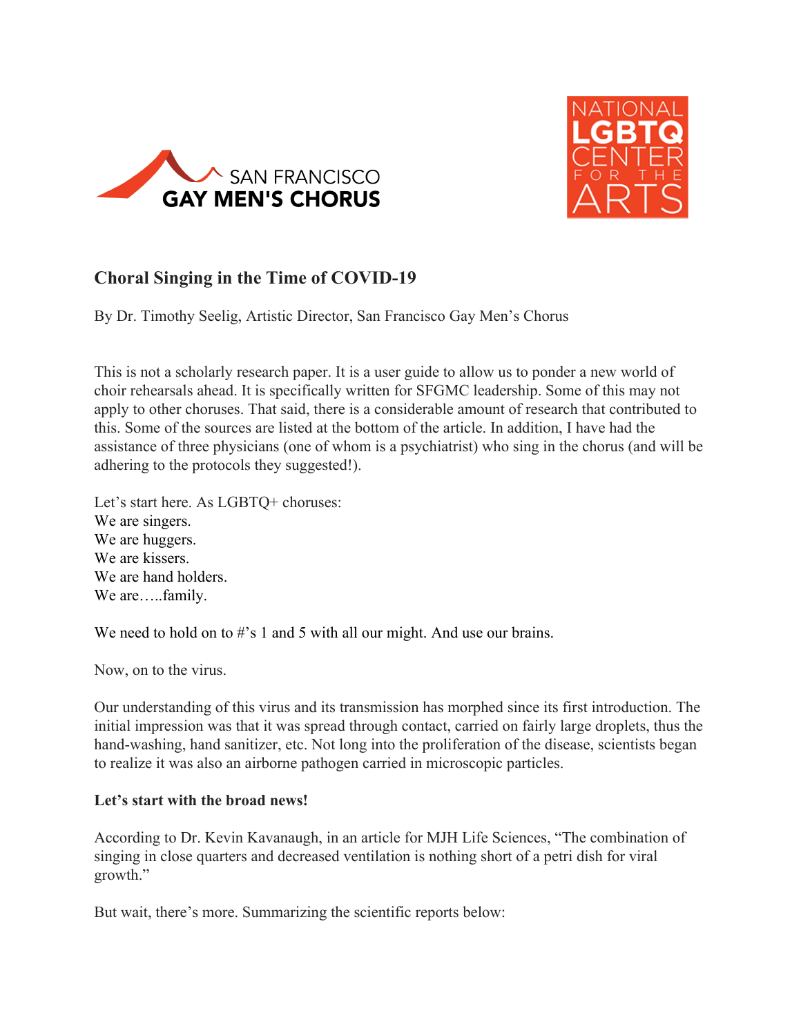SAN FRANCISCO
GAY MEN'S CHORUS

NATIONAL
LGBTQ
CENTER
FOR THE
ARTS

## Choral Singing in the Time of COVID-19

By Dr. Timothy Seelig, Artistic Director, San Francisco Gay Men's Chorus

This is not a scholarly research paper. It is a user guide to allow us to ponder a new world of choir rehearsals ahead. It is specifically written for SFGMC leadership. Some of this may not apply to other choruses. That said, there is a considerable amount of research that contributed to this. Some of the sources are listed at the bottom of the article. In addition, I have had the assistance of three physicians (one of whom is a psychiatrist) who sing in the chorus (and will be adhering to the protocols they suggested!).

Let's start here. As LGBTQ+ choruses:
We are singers.
We are huggers.
We are kissers.
We are hand holders.
We are…..family.

We need to hold on to #'s 1 and 5 with all our might. And use our brains.

Now, on to the virus.

Our understanding of this virus and its transmission has morphed since its first introduction. The initial impression was that it was spread through contact, carried on fairly large droplets, thus the hand-washing, hand sanitizer, etc. Not long into the proliferation of the disease, scientists began to realize it was also an airborne pathogen carried in microscopic particles.

**Let's start with the broad news!**

According to Dr. Kevin Kavanaugh, in an article for MJH Life Sciences, "The combination of singing in close quarters and decreased ventilation is nothing short of a petri dish for viral growth."

But wait, there's more. Summarizing the scientific reports below: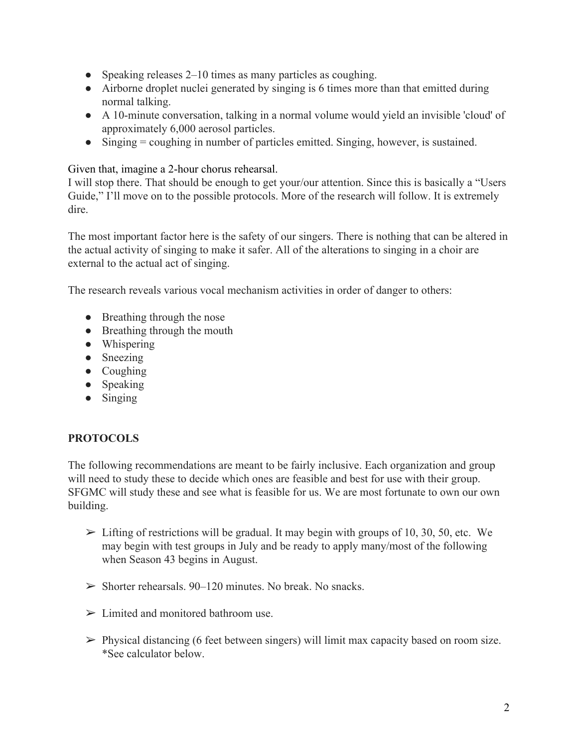- Speaking releases 2–10 times as many particles as coughing.
- Airborne droplet nuclei generated by singing is 6 times more than that emitted during normal talking.
- A 10-minute conversation, talking in a normal volume would yield an invisible 'cloud' of approximately 6,000 aerosol particles.
- Singing = coughing in number of particles emitted. Singing, however, is sustained.

Given that, imagine a 2-hour chorus rehearsal.
I will stop there. That should be enough to get your/our attention. Since this is basically a "Users Guide," I'll move on to the possible protocols. More of the research will follow. It is extremely dire.

The most important factor here is the safety of our singers. There is nothing that can be altered in the actual activity of singing to make it safer. All of the alterations to singing in a choir are external to the actual act of singing.

The research reveals various vocal mechanism activities in order of danger to others:

- Breathing through the nose
- Breathing through the mouth
- Whispering
- Sneezing
- Coughing
- Speaking
- Singing

**PROTOCOLS**

The following recommendations are meant to be fairly inclusive. Each organization and group will need to study these to decide which ones are feasible and best for use with their group. SFGMC will study these and see what is feasible for us. We are most fortunate to own our own building.

- ➢ Lifting of restrictions will be gradual. It may begin with groups of 10, 30, 50, etc. We may begin with test groups in July and be ready to apply many/most of the following when Season 43 begins in August.
- ➢ Shorter rehearsals. 90–120 minutes. No break. No snacks.
- ➢ Limited and monitored bathroom use.
- ➢ Physical distancing (6 feet between singers) will limit max capacity based on room size. *See calculator below.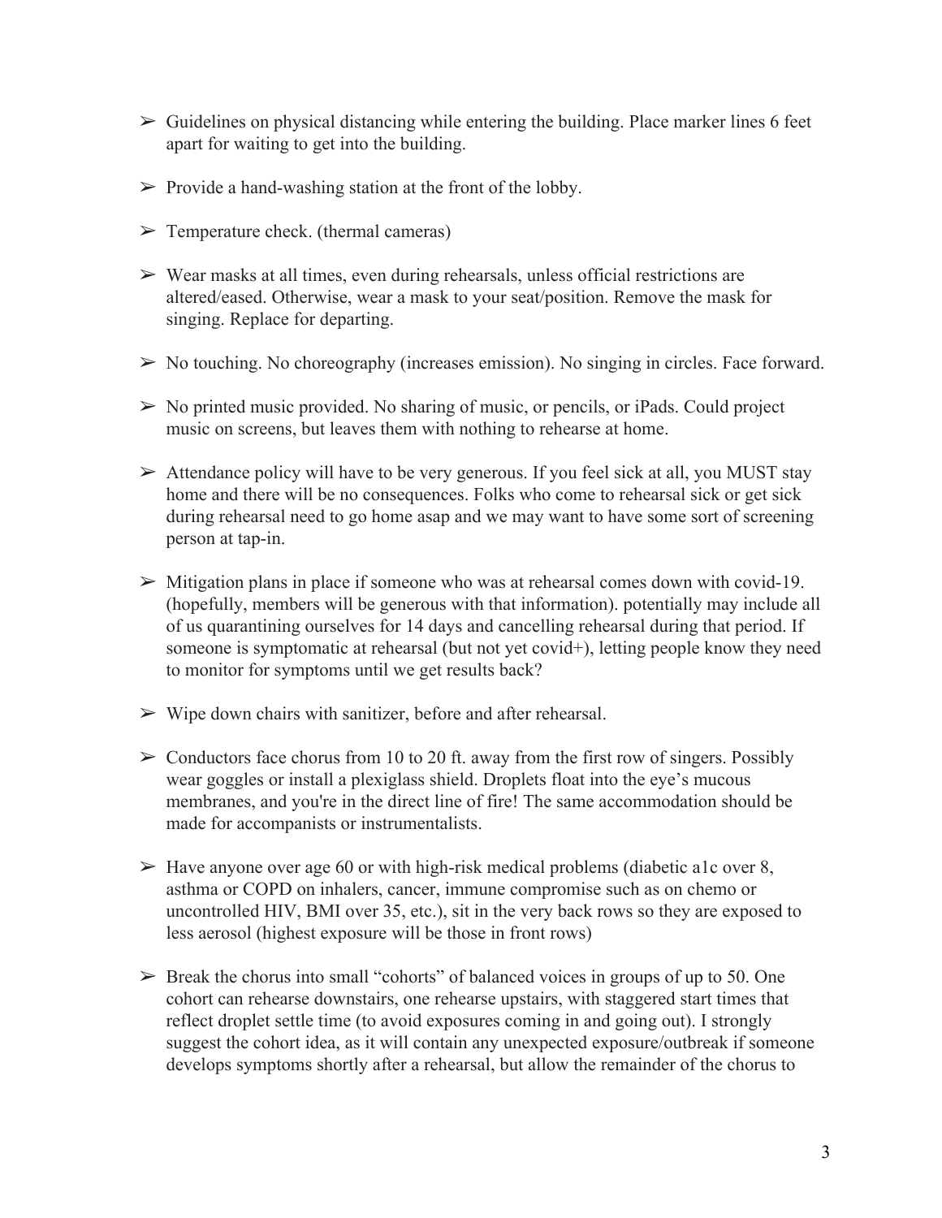- Guidelines on physical distancing while entering the building. Place marker lines 6 feet apart for waiting to get into the building.

- Provide a hand-washing station at the front of the lobby.

- Temperature check. (thermal cameras)

- Wear masks at all times, even during rehearsals, unless official restrictions are altered/eased. Otherwise, wear a mask to your seat/position. Remove the mask for singing. Replace for departing.

- No touching. No choreography (increases emission). No singing in circles. Face forward.

- No printed music provided. No sharing of music, or pencils, or iPads. Could project music on screens, but leaves them with nothing to rehearse at home.

- Attendance policy will have to be very generous. If you feel sick at all, you MUST stay home and there will be no consequences. Folks who come to rehearsal sick or get sick during rehearsal need to go home asap and we may want to have some sort of screening person at tap-in.

- Mitigation plans in place if someone who was at rehearsal comes down with covid-19. (hopefully, members will be generous with that information). potentially may include all of us quarantining ourselves for 14 days and cancelling rehearsal during that period. If someone is symptomatic at rehearsal (but not yet covid+), letting people know they need to monitor for symptoms until we get results back?

- Wipe down chairs with sanitizer, before and after rehearsal.

- Conductors face chorus from 10 to 20 ft. away from the first row of singers. Possibly wear goggles or install a plexiglass shield. Droplets float into the eye's mucous membranes, and you're in the direct line of fire! The same accommodation should be made for accompanists or instrumentalists.

- Have anyone over age 60 or with high-risk medical problems (diabetic a1c over 8, asthma or COPD on inhalers, cancer, immune compromise such as on chemo or uncontrolled HIV, BMI over 35, etc.), sit in the very back rows so they are exposed to less aerosol (highest exposure will be those in front rows)

- Break the chorus into small "cohorts" of balanced voices in groups of up to 50. One cohort can rehearse downstairs, one rehearse upstairs, with staggered start times that reflect droplet settle time (to avoid exposures coming in and going out). I strongly suggest the cohort idea, as it will contain any unexpected exposure/outbreak if someone develops symptoms shortly after a rehearsal, but allow the remainder of the chorus to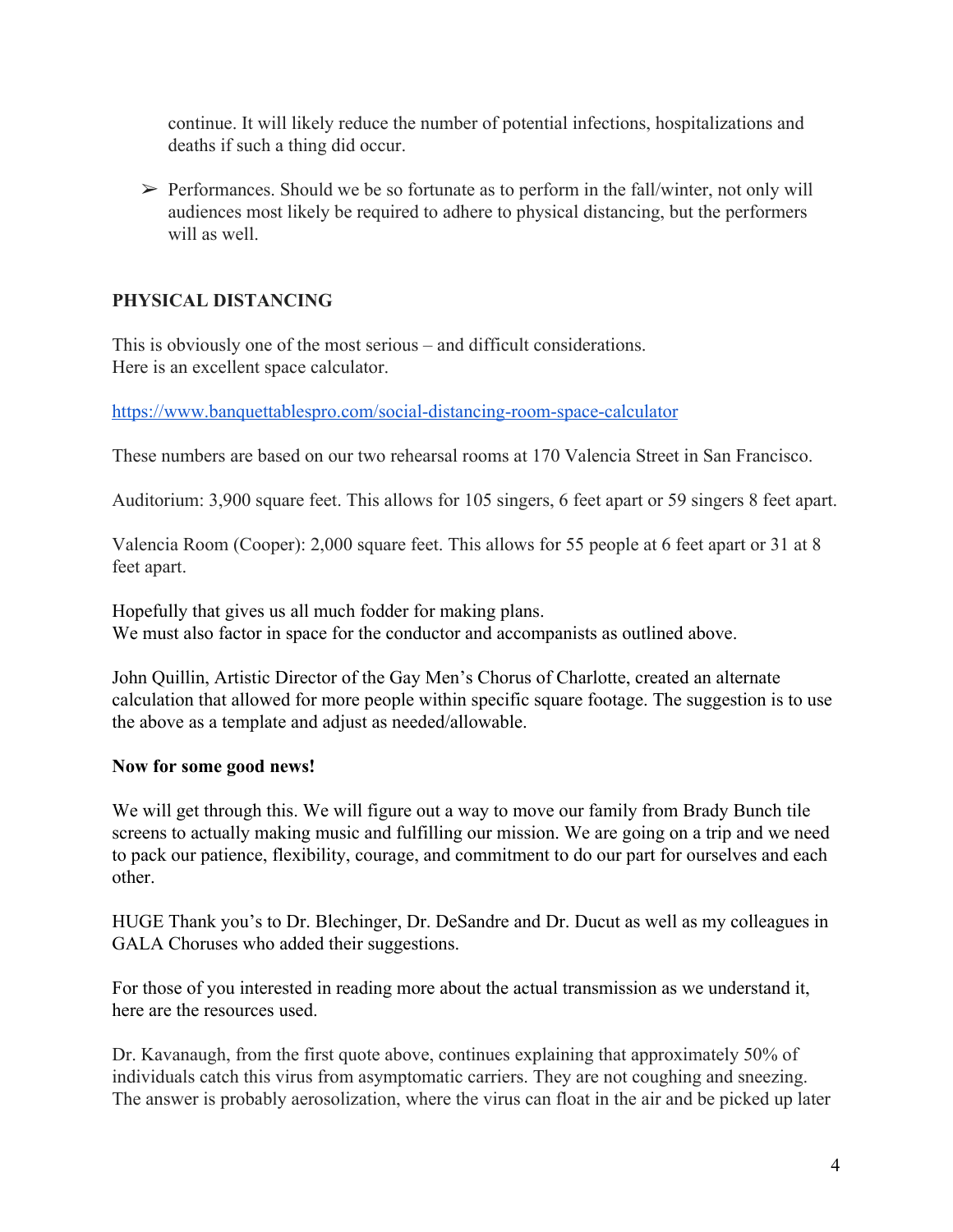continue. It will likely reduce the number of potential infections, hospitalizations and deaths if such a thing did occur.

- Performances. Should we be so fortunate as to perform in the fall/winter, not only will audiences most likely be required to adhere to physical distancing, but the performers will as well.

## PHYSICAL DISTANCING

This is obviously one of the most serious – and difficult considerations.
Here is an excellent space calculator.

https://www.banquettablespro.com/social-distancing-room-space-calculator

These numbers are based on our two rehearsal rooms at 170 Valencia Street in San Francisco.

Auditorium: 3,900 square feet. This allows for 105 singers, 6 feet apart or 59 singers 8 feet apart.

Valencia Room (Cooper): 2,000 square feet. This allows for 55 people at 6 feet apart or 31 at 8 feet apart.

Hopefully that gives us all much fodder for making plans.
We must also factor in space for the conductor and accompanists as outlined above.

John Quillin, Artistic Director of the Gay Men's Chorus of Charlotte, created an alternate calculation that allowed for more people within specific square footage. The suggestion is to use the above as a template and adjust as needed/allowable.

**Now for some good news!**

We will get through this. We will figure out a way to move our family from Brady Bunch tile screens to actually making music and fulfilling our mission. We are going on a trip and we need to pack our patience, flexibility, courage, and commitment to do our part for ourselves and each other.

HUGE Thank you's to Dr. Blechinger, Dr. DeSandre and Dr. Ducut as well as my colleagues in GALA Choruses who added their suggestions.

For those of you interested in reading more about the actual transmission as we understand it, here are the resources used.

Dr. Kavanaugh, from the first quote above, continues explaining that approximately 50% of individuals catch this virus from asymptomatic carriers. They are not coughing and sneezing. The answer is probably aerosolization, where the virus can float in the air and be picked up later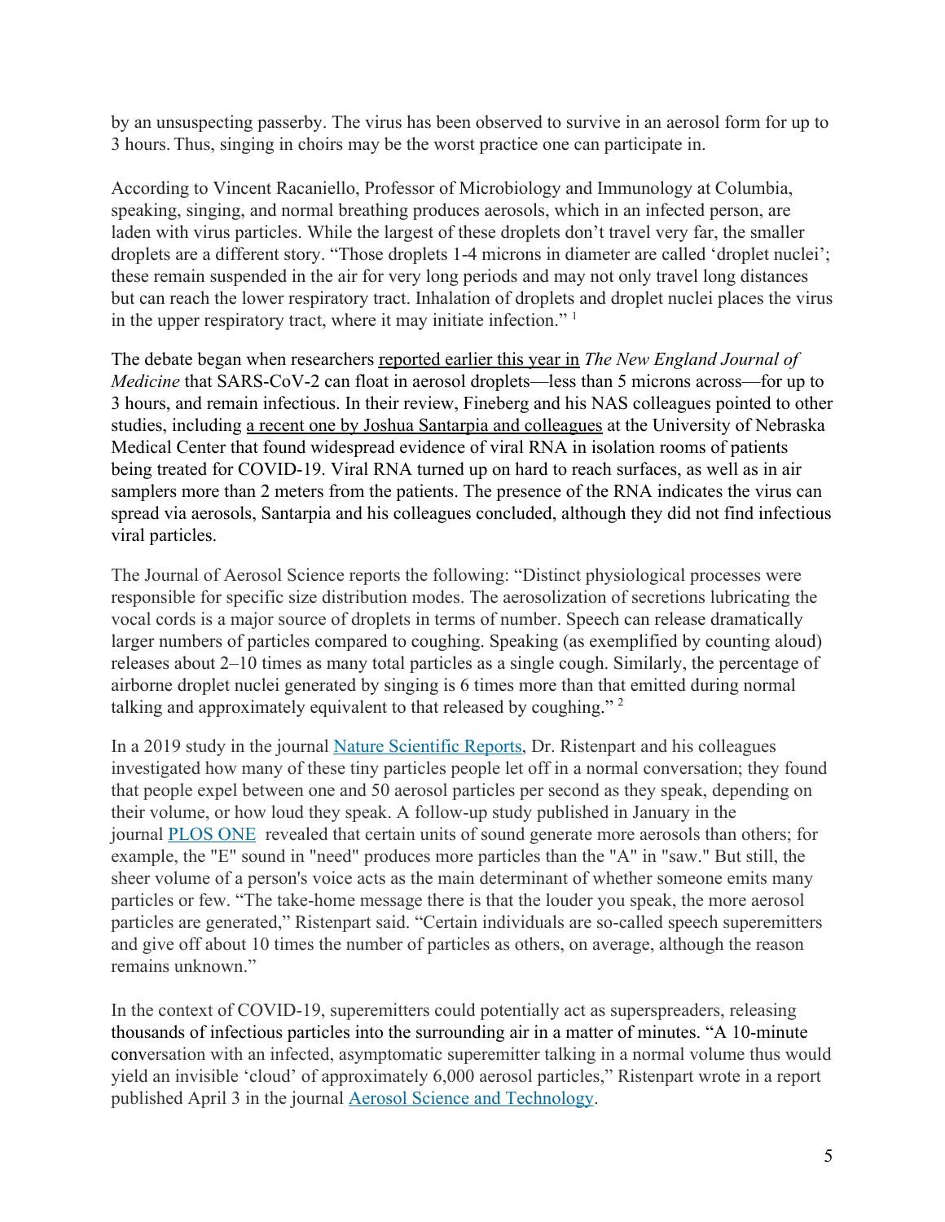by an unsuspecting passerby. The virus has been observed to survive in an aerosol form for up to 3 hours. Thus, singing in choirs may be the worst practice one can participate in.

According to Vincent Racaniello, Professor of Microbiology and Immunology at Columbia, speaking, singing, and normal breathing produces aerosols, which in an infected person, are laden with virus particles. While the largest of these droplets don't travel very far, the smaller droplets are a different story. "Those droplets 1-4 microns in diameter are called 'droplet nuclei'; these remain suspended in the air for very long periods and may not only travel long distances but can reach the lower respiratory tract. Inhalation of droplets and droplet nuclei places the virus in the upper respiratory tract, where it may initiate infection." [1]

The debate began when researchers reported earlier this year in *The New England Journal of Medicine* that SARS-CoV-2 can float in aerosol droplets—less than 5 microns across—for up to 3 hours, and remain infectious. In their review, Fineberg and his NAS colleagues pointed to other studies, including a recent one by Joshua Santarpia and colleagues at the University of Nebraska Medical Center that found widespread evidence of viral RNA in isolation rooms of patients being treated for COVID-19. Viral RNA turned up on hard to reach surfaces, as well as in air samplers more than 2 meters from the patients. The presence of the RNA indicates the virus can spread via aerosols, Santarpia and his colleagues concluded, although they did not find infectious viral particles.

The Journal of Aerosol Science reports the following: "Distinct physiological processes were responsible for specific size distribution modes. The aerosolization of secretions lubricating the vocal cords is a major source of droplets in terms of number. Speech can release dramatically larger numbers of particles compared to coughing. Speaking (as exemplified by counting aloud) releases about 2–10 times as many total particles as a single cough. Similarly, the percentage of airborne droplet nuclei generated by singing is 6 times more than that emitted during normal talking and approximately equivalent to that released by coughing." [2]

In a 2019 study in the journal Nature Scientific Reports, Dr. Ristenpart and his colleagues investigated how many of these tiny particles people let off in a normal conversation; they found that people expel between one and 50 aerosol particles per second as they speak, depending on their volume, or how loud they speak. A follow-up study published in January in the journal PLOS ONE revealed that certain units of sound generate more aerosols than others; for example, the "E" sound in "need" produces more particles than the "A" in "saw." But still, the sheer volume of a person's voice acts as the main determinant of whether someone emits many particles or few. "The take-home message there is that the louder you speak, the more aerosol particles are generated," Ristenpart said. "Certain individuals are so-called speech superemitters and give off about 10 times the number of particles as others, on average, although the reason remains unknown."

In the context of COVID-19, superemitters could potentially act as superspreaders, releasing thousands of infectious particles into the surrounding air in a matter of minutes. "A 10-minute conversation with an infected, asymptomatic superemitter talking in a normal volume thus would yield an invisible 'cloud' of approximately 6,000 aerosol particles," Ristenpart wrote in a report published April 3 in the journal Aerosol Science and Technology.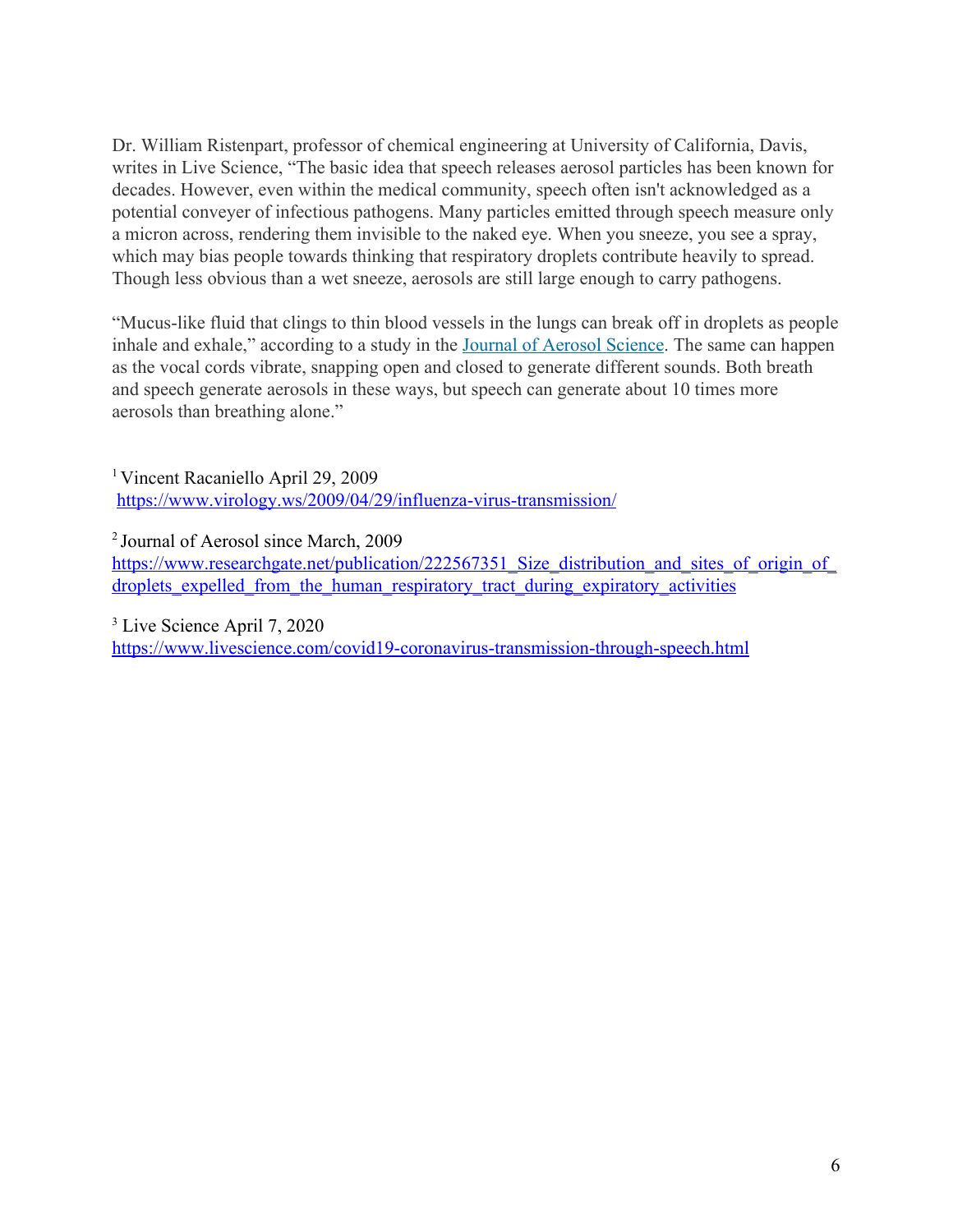Dr. William Ristenpart, professor of chemical engineering at University of California, Davis, writes in Live Science, “The basic idea that speech releases aerosol particles has been known for decades. However, even within the medical community, speech often isn't acknowledged as a potential conveyer of infectious pathogens. Many particles emitted through speech measure only a micron across, rendering them invisible to the naked eye. When you sneeze, you see a spray, which may bias people towards thinking that respiratory droplets contribute heavily to spread. Though less obvious than a wet sneeze, aerosols are still large enough to carry pathogens.

“Mucus-like fluid that clings to thin blood vessels in the lungs can break off in droplets as people inhale and exhale,” according to a study in the [Journal of Aerosol Science](). The same can happen as the vocal cords vibrate, snapping open and closed to generate different sounds. Both breath and speech generate aerosols in these ways, but speech can generate about 10 times more aerosols than breathing alone.”

[1] Vincent Racaniello April 29, 2009
https://www.virology.ws/2009/04/29/influenza-virus-transmission/

[2] Journal of Aerosol since March, 2009
https://www.researchgate.net/publication/222567351_Size_distribution_and_sites_of_origin_of_droplets_expelled_from_the_human_respiratory_tract_during_expiratory_activities

[3] Live Science April 7, 2020
https://www.livescience.com/covid19-coronavirus-transmission-through-speech.html